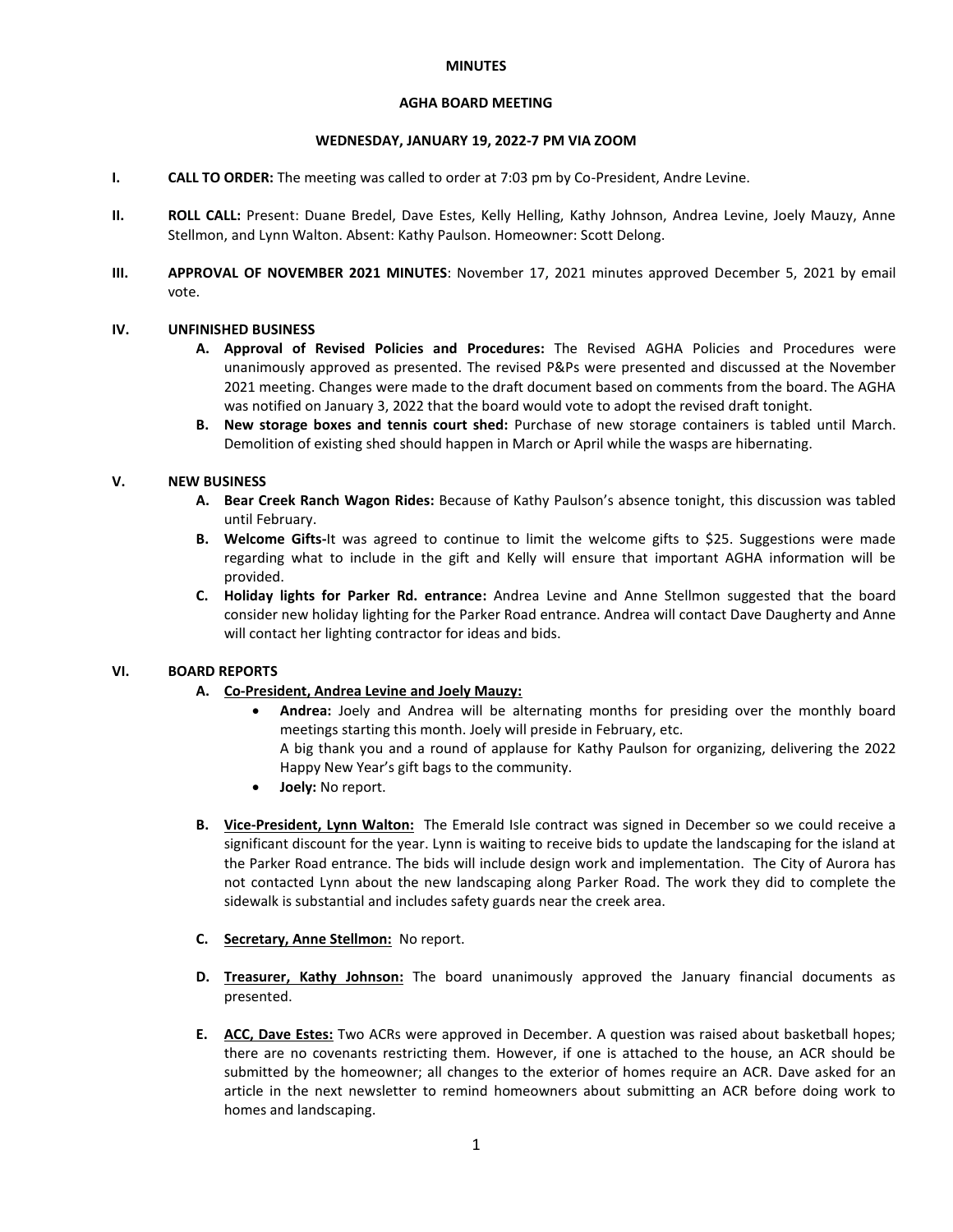**MINUTES**

**AGHA BOARD MEETING**

**WEDNESDAY, JANUARY 19, 2022-7 PM VIA ZOOM**

**I. CALL TO ORDER:** The meeting was called to order at 7:03 pm by Co-President, Andre Levine.

**II. ROLL CALL:** Present: Duane Bredel, Dave Estes, Kelly Helling, Kathy Johnson, Andrea Levine, Joely Mauzy, Anne Stellmon, and Lynn Walton. Absent: Kathy Paulson. Homeowner: Scott Delong.

**III. APPROVAL OF NOVEMBER 2021 MINUTES**: November 17, 2021 minutes approved December 5, 2021 by email vote.

**IV. UNFINISHED BUSINESS**

- **A. Approval of Revised Policies and Procedures:** The Revised AGHA Policies and Procedures were unanimously approved as presented. The revised P&Ps were presented and discussed at the November 2021 meeting. Changes were made to the draft document based on comments from the board. The AGHA was notified on January 3, 2022 that the board would vote to adopt the revised draft tonight.
- **B. New storage boxes and tennis court shed:** Purchase of new storage containers is tabled until March. Demolition of existing shed should happen in March or April while the wasps are hibernating.

**V. NEW BUSINESS**

- **A. Bear Creek Ranch Wagon Rides:** Because of Kathy Paulson's absence tonight, this discussion was tabled until February.
- **B. Welcome Gifts-**It was agreed to continue to limit the welcome gifts to $25. Suggestions were made regarding what to include in the gift and Kelly will ensure that important AGHA information will be provided.
- **C. Holiday lights for Parker Rd. entrance:** Andrea Levine and Anne Stellmon suggested that the board consider new holiday lighting for the Parker Road entrance. Andrea will contact Dave Daugherty and Anne will contact her lighting contractor for ideas and bids.

**VI. BOARD REPORTS**

- **A. <u>Co-President, Andrea Levine and Joely Mauzy:</u>**
  - **Andrea:** Joely and Andrea will be alternating months for presiding over the monthly board meetings starting this month. Joely will preside in February, etc.
    A big thank you and a round of applause for Kathy Paulson for organizing, delivering the 2022 Happy New Year's gift bags to the community.
  - **Joely:** No report.

- **B. <u>Vice-President, Lynn Walton:</u>** The Emerald Isle contract was signed in December so we could receive a significant discount for the year. Lynn is waiting to receive bids to update the landscaping for the island at the Parker Road entrance. The bids will include design work and implementation. The City of Aurora has not contacted Lynn about the new landscaping along Parker Road. The work they did to complete the sidewalk is substantial and includes safety guards near the creek area.

- **C. <u>Secretary, Anne Stellmon:</u>** No report.

- **D. <u>Treasurer, Kathy Johnson:</u>** The board unanimously approved the January financial documents as presented.

- **E. <u>ACC, Dave Estes:</u>** Two ACRs were approved in December. A question was raised about basketball hopes; there are no covenants restricting them. However, if one is attached to the house, an ACR should be submitted by the homeowner; all changes to the exterior of homes require an ACR. Dave asked for an article in the next newsletter to remind homeowners about submitting an ACR before doing work to homes and landscaping.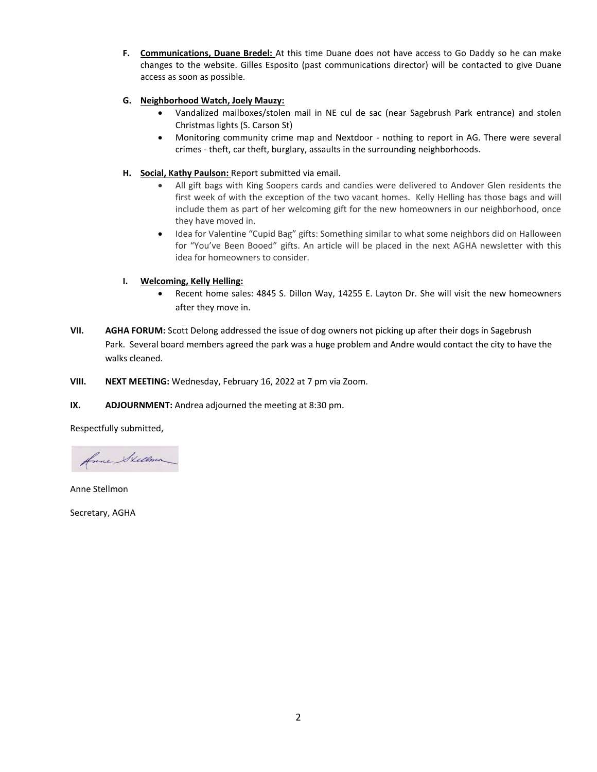F. **Communications, Duane Bredel:** At this time Duane does not have access to Go Daddy so he can make changes to the website. Gilles Esposito (past communications director) will be contacted to give Duane access as soon as possible.

G. **Neighborhood Watch, Joely Mauzy:**

- Vandalized mailboxes/stolen mail in NE cul de sac (near Sagebrush Park entrance) and stolen Christmas lights (S. Carson St)
- Monitoring community crime map and Nextdoor - nothing to report in AG. There were several crimes - theft, car theft, burglary, assaults in the surrounding neighborhoods.

H. **Social, Kathy Paulson:** Report submitted via email.

- All gift bags with King Soopers cards and candies were delivered to Andover Glen residents the first week of with the exception of the two vacant homes. Kelly Helling has those bags and will include them as part of her welcoming gift for the new homeowners in our neighborhood, once they have moved in.
- Idea for Valentine "Cupid Bag" gifts: Something similar to what some neighbors did on Halloween for "You've Been Booed" gifts. An article will be placed in the next AGHA newsletter with this idea for homeowners to consider.

I. **Welcoming, Kelly Helling:**

- Recent home sales: 4845 S. Dillon Way, 14255 E. Layton Dr. She will visit the new homeowners after they move in.

**VII. AGHA FORUM:** Scott Delong addressed the issue of dog owners not picking up after their dogs in Sagebrush Park. Several board members agreed the park was a huge problem and Andre would contact the city to have the walks cleaned.

**VIII. NEXT MEETING:** Wednesday, February 16, 2022 at 7 pm via Zoom.

**IX. ADJOURNMENT:** Andrea adjourned the meeting at 8:30 pm.

Respectfully submitted,

Anne Stellmon

Anne Stellmon

Secretary, AGHA